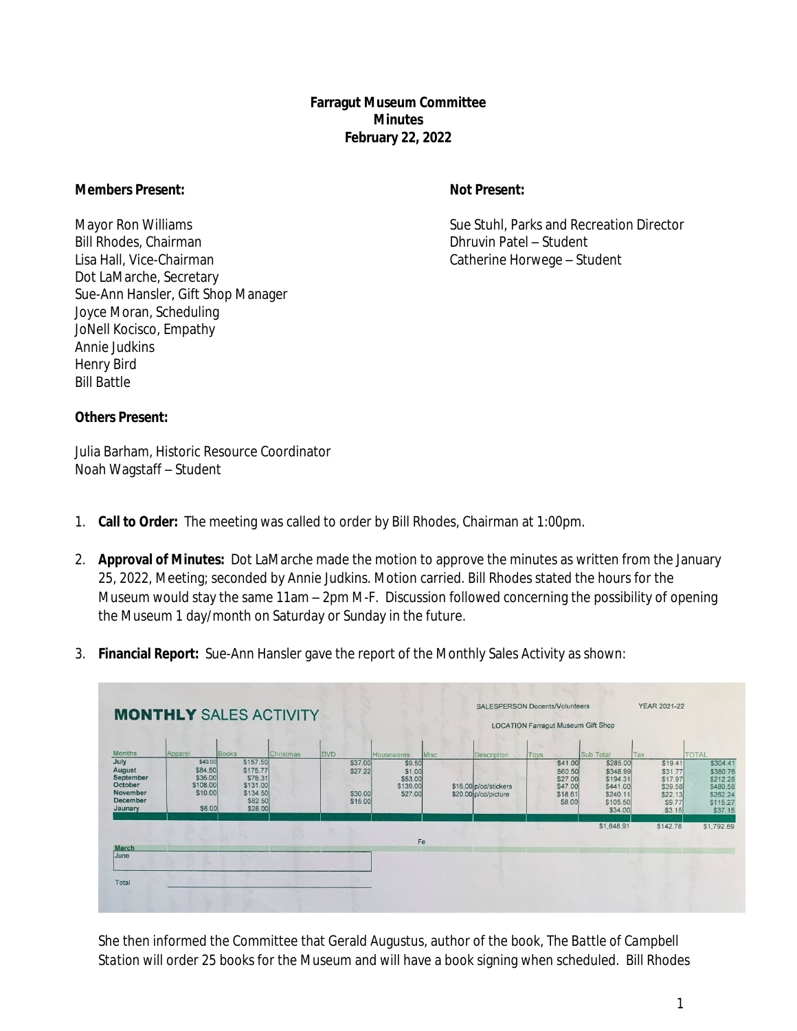**Farragut Museum Committee**
**Minutes**
**February 22, 2022**

**Members Present:**

Mayor Ron Williams
Bill Rhodes, Chairman
Lisa Hall, Vice-Chairman
Dot LaMarche, Secretary
Sue-Ann Hansler, Gift Shop Manager
Joyce Moran, Scheduling
JoNell Kocisco, Empathy
Annie Judkins
Henry Bird
Bill Battle

**Not Present:**

Sue Stuhl, Parks and Recreation Director
Dhruvin Patel – Student
Catherine Horwege – Student

**Others Present:**

Julia Barham, Historic Resource Coordinator
Noah Wagstaff – Student

1. **Call to Order:** The meeting was called to order by Bill Rhodes, Chairman at 1:00pm.

2. **Approval of Minutes:** Dot LaMarche made the motion to approve the minutes as written from the January 25, 2022, Meeting; seconded by Annie Judkins. Motion carried. Bill Rhodes stated the hours for the Museum would stay the same 11am – 2pm M-F. Discussion followed concerning the possibility of opening the Museum 1 day/month on Saturday or Sunday in the future.

3. **Financial Report:** Sue-Ann Hansler gave the report of the Monthly Sales Activity as shown:

**MONTHLY SALES ACTIVITY**

SALESPERSON Docents/Volunteers — YEAR 2021-22
LOCATION Farragut Museum Gift Shop

| Months | Apparel | Books | Christmas | DVD | Housewares | Misc | Description | Toys | Sub Total | Tax | TOTAL |
|---|---|---|---|---|---|---|---|---|---|---|---|
| July | $40.00 | $157.50 | | $37.00 | $9.50 | | | $41.00 | $285.00 | $19.41 | $304.41 |
| August | $84.50 | $175.77 | | $27.22 | $1.00 | | | $60.50 | $348.99 | $31.77 | $380.76 |
| September | $36.00 | $78.31 | | | $53.00 | | | $27.00 | $194.31 | $17.97 | $212.28 |
| October | $108.00 | $131.00 | | | $139.00 | | $16.00 p/cd/stickers | $47.00 | $441.00 | $39.58 | $480.58 |
| November | $10.00 | $134.50 | | $30.00 | $27.00 | | $20.00 p/cd/picture | $18.61 | $240.11 | $22.13 | $262.24 |
| December | | $82.50 | | $15.00 | | | | $8.00 | $105.50 | $9.77 | $115.27 |
| Jaunary | $6.00 | $28.00 | | | | | | | $34.00 | $3.15 | $37.15 |
| | | | | | | | | | $1,648.91 | $142.78 | $1,792.69 |

She then informed the Committee that Gerald Augustus, author of the book, *The Battle of Campbell Station* will order 25 books for the Museum and will have a book signing when scheduled. Bill Rhodes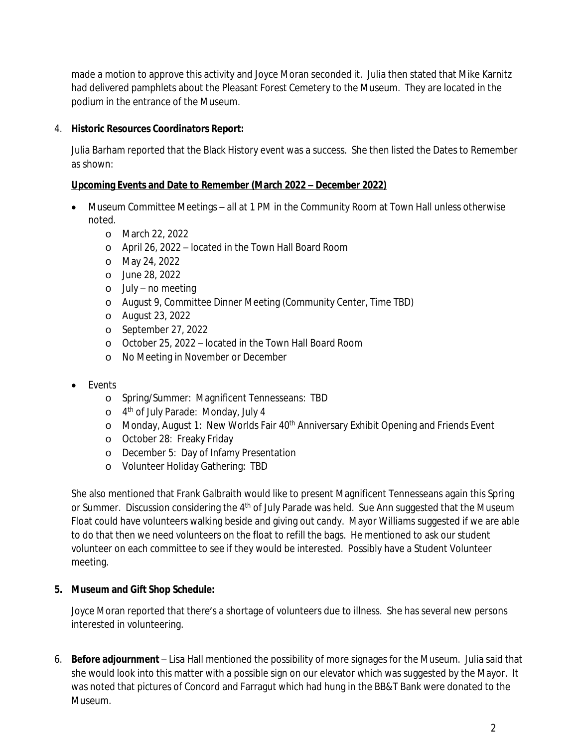made a motion to approve this activity and Joyce Moran seconded it. Julia then stated that Mike Karnitz had delivered pamphlets about the Pleasant Forest Cemetery to the Museum. They are located in the podium in the entrance of the Museum.

4. **Historic Resources Coordinators Report:**

   Julia Barham reported that the Black History event was a success. She then listed the Dates to Remember as shown:

   **Upcoming Events and Date to Remember (March 2022 – December 2022)**

   - Museum Committee Meetings – all at 1 PM in the Community Room at Town Hall unless otherwise noted.
     - March 22, 2022
     - April 26, 2022 – located in the Town Hall Board Room
     - May 24, 2022
     - June 28, 2022
     - July – no meeting
     - August 9, Committee Dinner Meeting (Community Center, Time TBD)
     - August 23, 2022
     - September 27, 2022
     - October 25, 2022 – located in the Town Hall Board Room
     - No Meeting in November or December

   - Events
     - Spring/Summer: Magnificent Tennesseans: TBD
     - 4th of July Parade: Monday, July 4
     - Monday, August 1: New Worlds Fair 40th Anniversary Exhibit Opening and Friends Event
     - October 28: Freaky Friday
     - December 5: Day of Infamy Presentation
     - Volunteer Holiday Gathering: TBD

   She also mentioned that Frank Galbraith would like to present Magnificent Tennesseans again this Spring or Summer. Discussion considering the 4th of July Parade was held. Sue Ann suggested that the Museum Float could have volunteers walking beside and giving out candy. Mayor Williams suggested if we are able to do that then we need volunteers on the float to refill the bags. He mentioned to ask our student volunteer on each committee to see if they would be interested. Possibly have a Student Volunteer meeting.

5. **Museum and Gift Shop Schedule:**

   Joyce Moran reported that there's a shortage of volunteers due to illness. She has several new persons interested in volunteering.

6. **Before adjournment** – Lisa Hall mentioned the possibility of more signages for the Museum. Julia said that she would look into this matter with a possible sign on our elevator which was suggested by the Mayor. It was noted that pictures of Concord and Farragut which had hung in the BB&T Bank were donated to the Museum.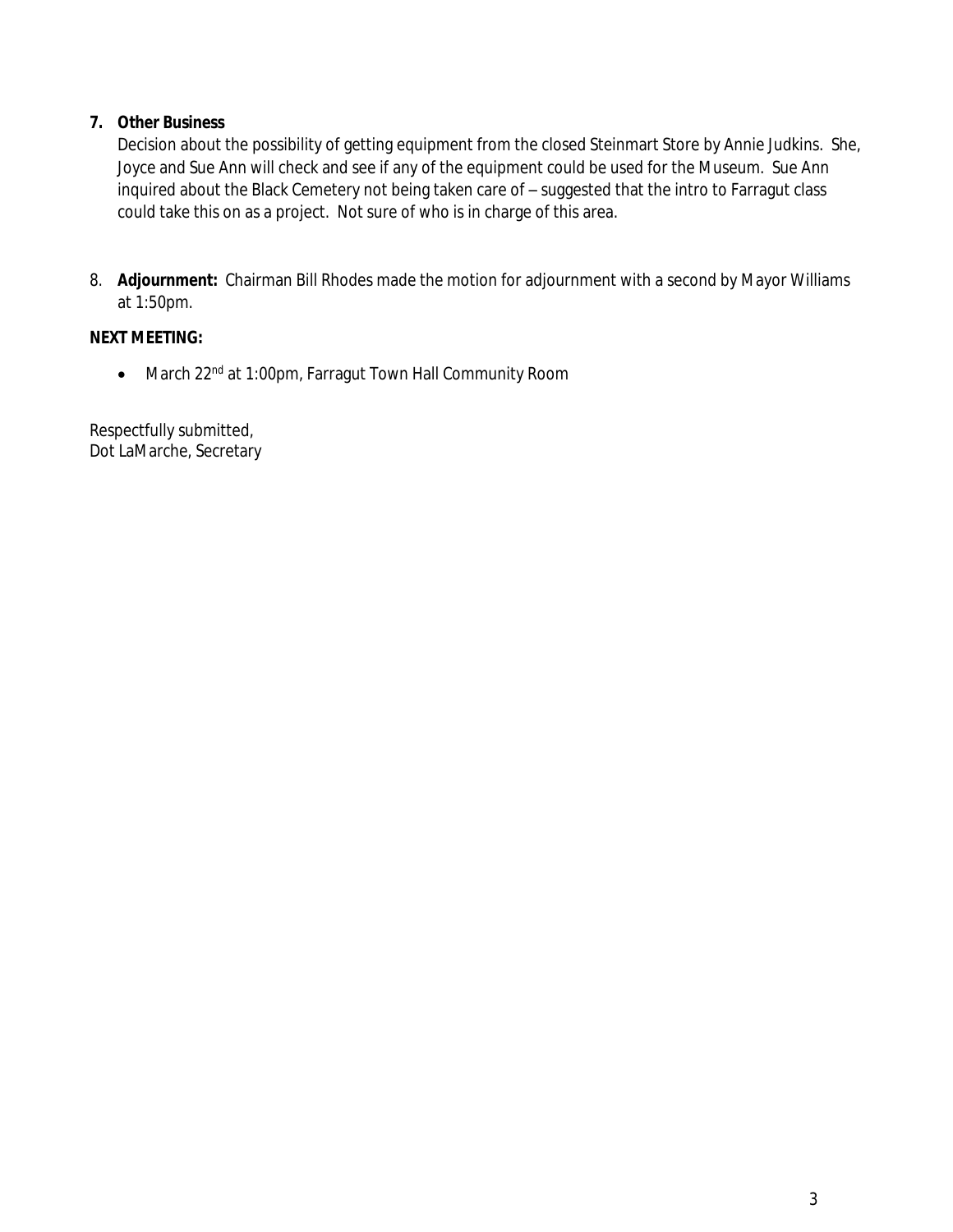**7. Other Business**

Decision about the possibility of getting equipment from the closed Steinmart Store by Annie Judkins. She, Joyce and Sue Ann will check and see if any of the equipment could be used for the Museum. Sue Ann inquired about the Black Cemetery not being taken care of – suggested that the intro to Farragut class could take this on as a project. Not sure of who is in charge of this area.

8. **Adjournment:** Chairman Bill Rhodes made the motion for adjournment with a second by Mayor Williams at 1:50pm.

**NEXT MEETING:**

- March 22nd at 1:00pm, Farragut Town Hall Community Room

Respectfully submitted,
Dot LaMarche, Secretary